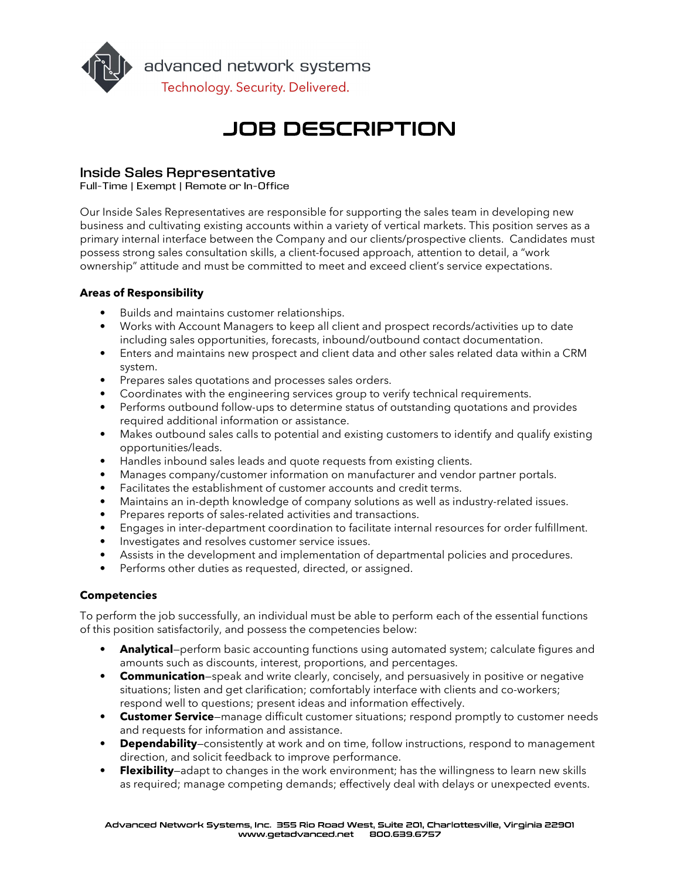advanced network systems

Technology. Security. Delivered.

# JOB DESCRIPTION

## Inside Sales Representative

Full-Time | Exempt | Remote or In-Office

Our Inside Sales Representatives are responsible for supporting the sales team in developing new business and cultivating existing accounts within a variety of vertical markets. This position serves as a primary internal interface between the Company and our clients/prospective clients. Candidates must possess strong sales consultation skills, a client-focused approach, attention to detail, a "work ownership" attitude and must be committed to meet and exceed client's service expectations.

### Areas of Responsibility

- Builds and maintains customer relationships.
- Works with Account Managers to keep all client and prospect records/activities up to date including sales opportunities, forecasts, inbound/outbound contact documentation.
- Enters and maintains new prospect and client data and other sales related data within a CRM system.
- Prepares sales quotations and processes sales orders.
- Coordinates with the engineering services group to verify technical requirements.
- Performs outbound follow-ups to determine status of outstanding quotations and provides required additional information or assistance.
- Makes outbound sales calls to potential and existing customers to identify and qualify existing opportunities/leads.
- Handles inbound sales leads and quote requests from existing clients.
- Manages company/customer information on manufacturer and vendor partner portals.
- Facilitates the establishment of customer accounts and credit terms.
- Maintains an in-depth knowledge of company solutions as well as industry-related issues.
- Prepares reports of sales-related activities and transactions.
- Engages in inter-department coordination to facilitate internal resources for order fulfillment.
- Investigates and resolves customer service issues.
- Assists in the development and implementation of departmental policies and procedures.
- Performs other duties as requested, directed, or assigned.

### Competencies

To perform the job successfully, an individual must be able to perform each of the essential functions of this position satisfactorily, and possess the competencies below:

- **Analytical**–perform basic accounting functions using automated system; calculate figures and amounts such as discounts, interest, proportions, and percentages.
- **Communication**–speak and write clearly, concisely, and persuasively in positive or negative situations; listen and get clarification; comfortably interface with clients and co-workers; respond well to questions; present ideas and information effectively.
- **Customer Service**–manage difficult customer situations; respond promptly to customer needs and requests for information and assistance.
- **Dependability**–consistently at work and on time, follow instructions, respond to management direction, and solicit feedback to improve performance.
- **Flexibility**–adapt to changes in the work environment; has the willingness to learn new skills as required; manage competing demands; effectively deal with delays or unexpected events.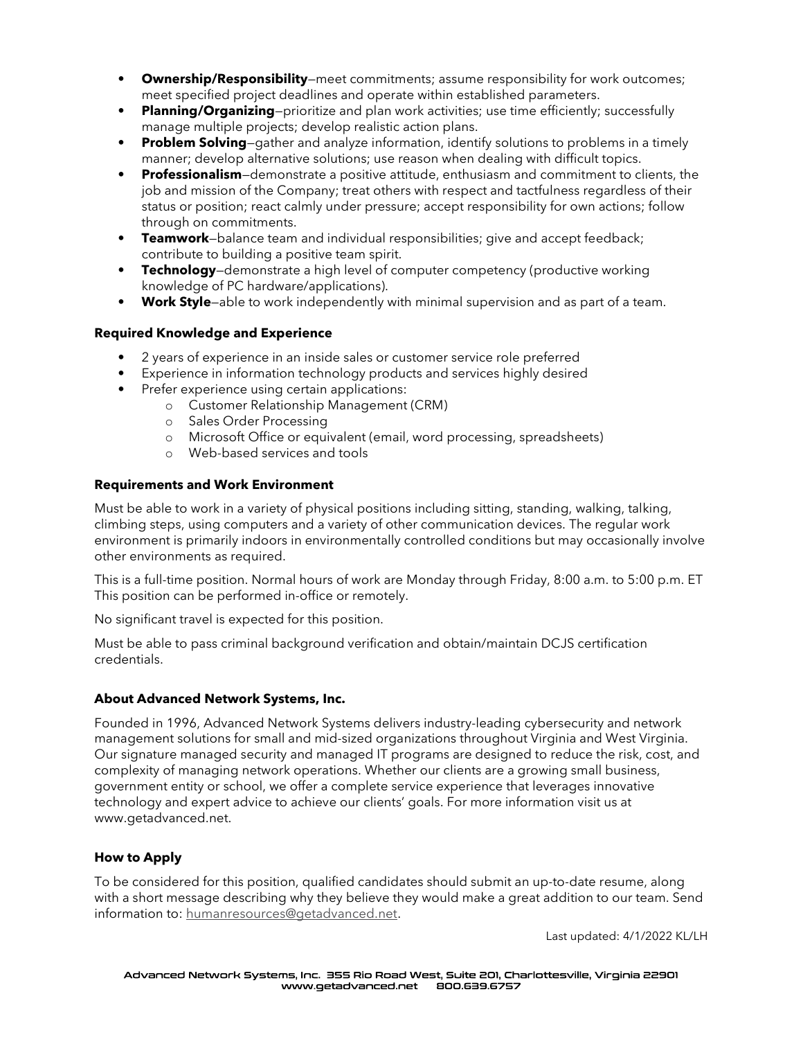- **Ownership/Responsibility**—meet commitments; assume responsibility for work outcomes; meet specified project deadlines and operate within established parameters.
- **Planning/Organizing**—prioritize and plan work activities; use time efficiently; successfully manage multiple projects; develop realistic action plans.
- **Problem Solving**—gather and analyze information, identify solutions to problems in a timely manner; develop alternative solutions; use reason when dealing with difficult topics.
- **Professionalism**—demonstrate a positive attitude, enthusiasm and commitment to clients, the job and mission of the Company; treat others with respect and tactfulness regardless of their status or position; react calmly under pressure; accept responsibility for own actions; follow through on commitments.
- **Teamwork**—balance team and individual responsibilities; give and accept feedback; contribute to building a positive team spirit.
- **Technology**—demonstrate a high level of computer competency (productive working knowledge of PC hardware/applications).
- **Work Style**—able to work independently with minimal supervision and as part of a team.

### Required Knowledge and Experience

- 2 years of experience in an inside sales or customer service role preferred
- Experience in information technology products and services highly desired
- Prefer experience using certain applications:
  - Customer Relationship Management (CRM)
  - Sales Order Processing
  - Microsoft Office or equivalent (email, word processing, spreadsheets)
  - Web-based services and tools

### Requirements and Work Environment

Must be able to work in a variety of physical positions including sitting, standing, walking, talking, climbing steps, using computers and a variety of other communication devices. The regular work environment is primarily indoors in environmentally controlled conditions but may occasionally involve other environments as required.

This is a full-time position. Normal hours of work are Monday through Friday, 8:00 a.m. to 5:00 p.m. ET This position can be performed in-office or remotely.

No significant travel is expected for this position.

Must be able to pass criminal background verification and obtain/maintain DCJS certification credentials.

### About Advanced Network Systems, Inc.

Founded in 1996, Advanced Network Systems delivers industry-leading cybersecurity and network management solutions for small and mid-sized organizations throughout Virginia and West Virginia. Our signature managed security and managed IT programs are designed to reduce the risk, cost, and complexity of managing network operations. Whether our clients are a growing small business, government entity or school, we offer a complete service experience that leverages innovative technology and expert advice to achieve our clients' goals. For more information visit us at www.getadvanced.net.

### How to Apply

To be considered for this position, qualified candidates should submit an up-to-date resume, along with a short message describing why they believe they would make a great addition to our team. Send information to: humanresources@getadvanced.net.

Last updated: 4/1/2022 KL/LH